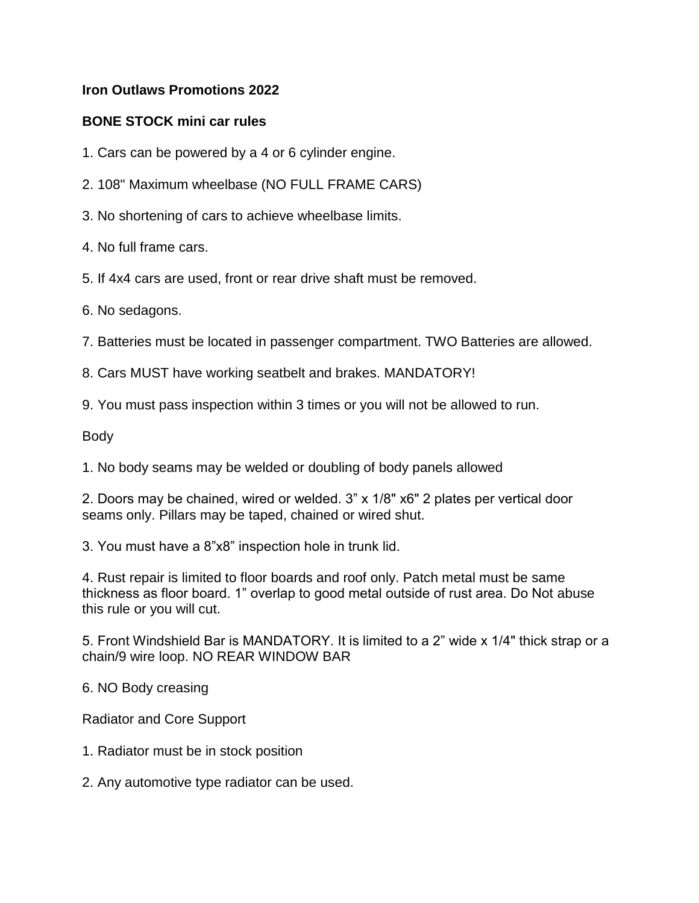**Iron Outlaws Promotions 2022**

**BONE STOCK mini car rules**

1. Cars can be powered by a 4 or 6 cylinder engine.

2. 108" Maximum wheelbase (NO FULL FRAME CARS)

3. No shortening of cars to achieve wheelbase limits.

4. No full frame cars.

5. If 4x4 cars are used, front or rear drive shaft must be removed.

6. No sedagons.

7. Batteries must be located in passenger compartment. TWO Batteries are allowed.

8. Cars MUST have working seatbelt and brakes. MANDATORY!

9. You must pass inspection within 3 times or you will not be allowed to run.

Body

1. No body seams may be welded or doubling of body panels allowed

2. Doors may be chained, wired or welded. 3” x 1/8" x6" 2 plates per vertical door seams only. Pillars may be taped, chained or wired shut.

3. You must have a 8”x8” inspection hole in trunk lid.

4. Rust repair is limited to floor boards and roof only. Patch metal must be same thickness as floor board. 1” overlap to good metal outside of rust area. Do Not abuse this rule or you will cut.

5. Front Windshield Bar is MANDATORY. It is limited to a 2” wide x 1/4" thick strap or a chain/9 wire loop. NO REAR WINDOW BAR

6. NO Body creasing

Radiator and Core Support

1. Radiator must be in stock position

2. Any automotive type radiator can be used.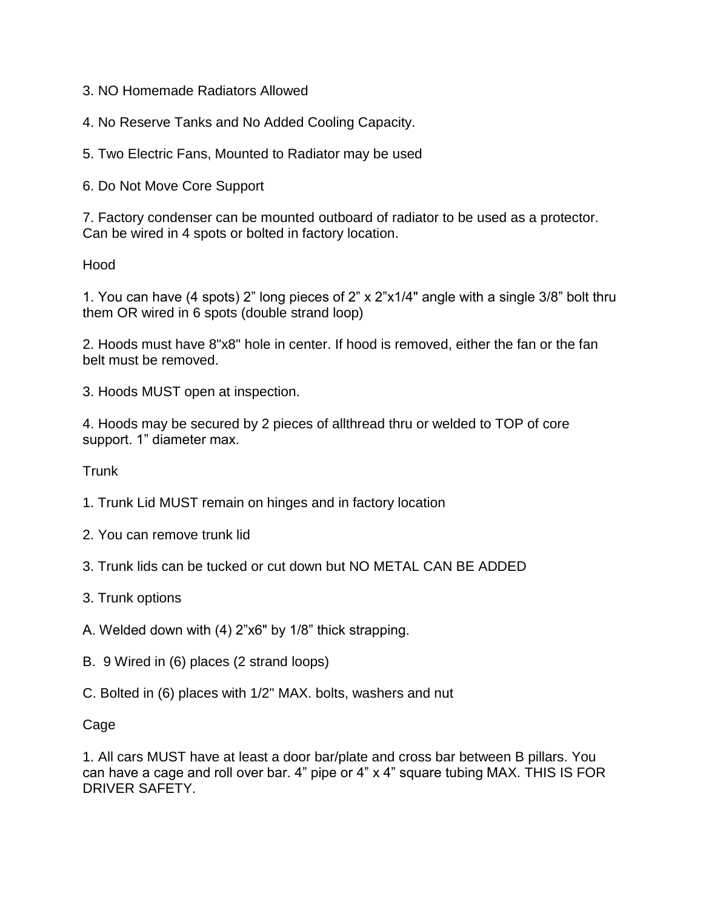3. NO Homemade Radiators Allowed

4. No Reserve Tanks and No Added Cooling Capacity.

5. Two Electric Fans, Mounted to Radiator may be used

6. Do Not Move Core Support

7. Factory condenser can be mounted outboard of radiator to be used as a protector. Can be wired in 4 spots or bolted in factory location.

Hood

1. You can have (4 spots) 2” long pieces of 2” x 2”x1/4" angle with a single 3/8” bolt thru them OR wired in 6 spots (double strand loop)

2. Hoods must have 8"x8" hole in center. If hood is removed, either the fan or the fan belt must be removed.

3. Hoods MUST open at inspection.

4. Hoods may be secured by 2 pieces of allthread thru or welded to TOP of core support. 1” diameter max.

Trunk

1. Trunk Lid MUST remain on hinges and in factory location

2. You can remove trunk lid

3. Trunk lids can be tucked or cut down but NO METAL CAN BE ADDED

3. Trunk options

A. Welded down with (4) 2”x6" by 1/8” thick strapping.

B.  9 Wired in (6) places (2 strand loops)

C. Bolted in (6) places with 1/2" MAX. bolts, washers and nut

Cage

1. All cars MUST have at least a door bar/plate and cross bar between B pillars. You can have a cage and roll over bar. 4” pipe or 4” x 4” square tubing MAX. THIS IS FOR DRIVER SAFETY.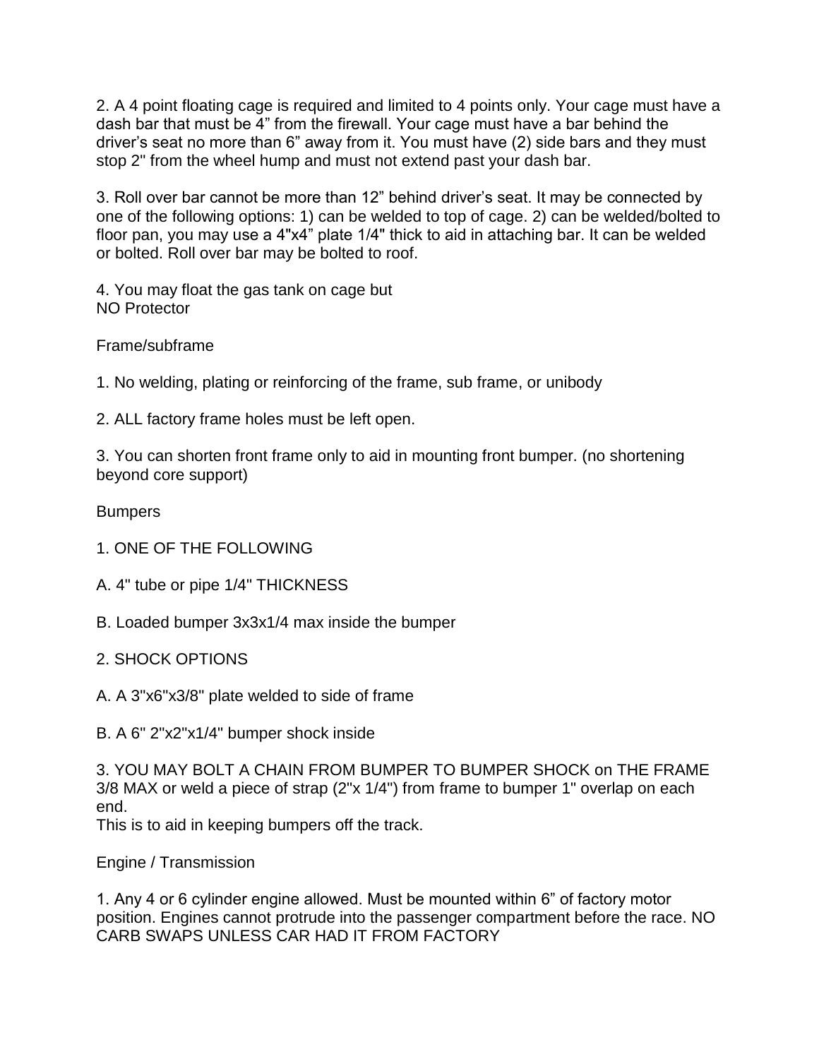2. A 4 point floating cage is required and limited to 4 points only. Your cage must have a dash bar that must be 4” from the firewall. Your cage must have a bar behind the driver’s seat no more than 6” away from it. You must have (2) side bars and they must stop 2" from the wheel hump and must not extend past your dash bar.

3. Roll over bar cannot be more than 12” behind driver’s seat. It may be connected by one of the following options: 1) can be welded to top of cage. 2) can be welded/bolted to floor pan, you may use a 4"x4” plate 1/4" thick to aid in attaching bar. It can be welded or bolted. Roll over bar may be bolted to roof.

4. You may float the gas tank on cage but
NO Protector

Frame/subframe

1. No welding, plating or reinforcing of the frame, sub frame, or unibody

2. ALL factory frame holes must be left open.

3. You can shorten front frame only to aid in mounting front bumper. (no shortening beyond core support)

Bumpers

1. ONE OF THE FOLLOWING

A. 4" tube or pipe 1/4" THICKNESS

B. Loaded bumper 3x3x1/4 max inside the bumper

2. SHOCK OPTIONS

A. A 3"x6"x3/8" plate welded to side of frame

B. A 6" 2"x2"x1/4" bumper shock inside

3. YOU MAY BOLT A CHAIN FROM BUMPER TO BUMPER SHOCK on THE FRAME 3/8 MAX or weld a piece of strap (2"x 1/4") from frame to bumper 1" overlap on each end.
This is to aid in keeping bumpers off the track.

Engine / Transmission

1. Any 4 or 6 cylinder engine allowed. Must be mounted within 6” of factory motor position. Engines cannot protrude into the passenger compartment before the race. NO CARB SWAPS UNLESS CAR HAD IT FROM FACTORY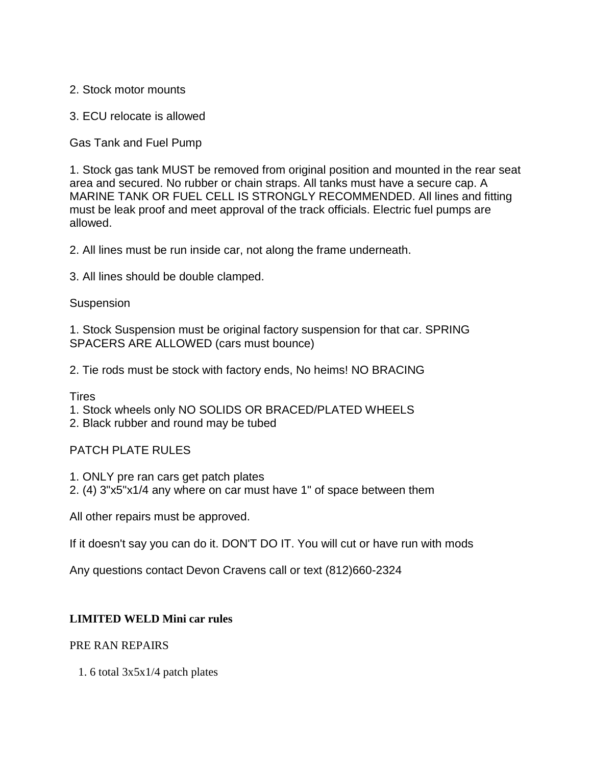2. Stock motor mounts

3. ECU relocate is allowed

Gas Tank and Fuel Pump

1. Stock gas tank MUST be removed from original position and mounted in the rear seat area and secured. No rubber or chain straps. All tanks must have a secure cap. A MARINE TANK OR FUEL CELL IS STRONGLY RECOMMENDED. All lines and fitting must be leak proof and meet approval of the track officials. Electric fuel pumps are allowed.

2. All lines must be run inside car, not along the frame underneath.

3. All lines should be double clamped.

Suspension

1. Stock Suspension must be original factory suspension for that car. SPRING SPACERS ARE ALLOWED (cars must bounce)

2. Tie rods must be stock with factory ends, No heims! NO BRACING

Tires
1. Stock wheels only NO SOLIDS OR BRACED/PLATED WHEELS
2. Black rubber and round may be tubed

PATCH PLATE RULES

1. ONLY pre ran cars get patch plates
2. (4) 3"x5"x1/4 any where on car must have 1" of space between them

All other repairs must be approved.

If it doesn't say you can do it. DON'T DO IT. You will cut or have run with mods

Any questions contact Devon Cravens call or text (812)660-2324

**LIMITED WELD Mini car rules**

PRE RAN REPAIRS

1. 6 total 3x5x1/4 patch plates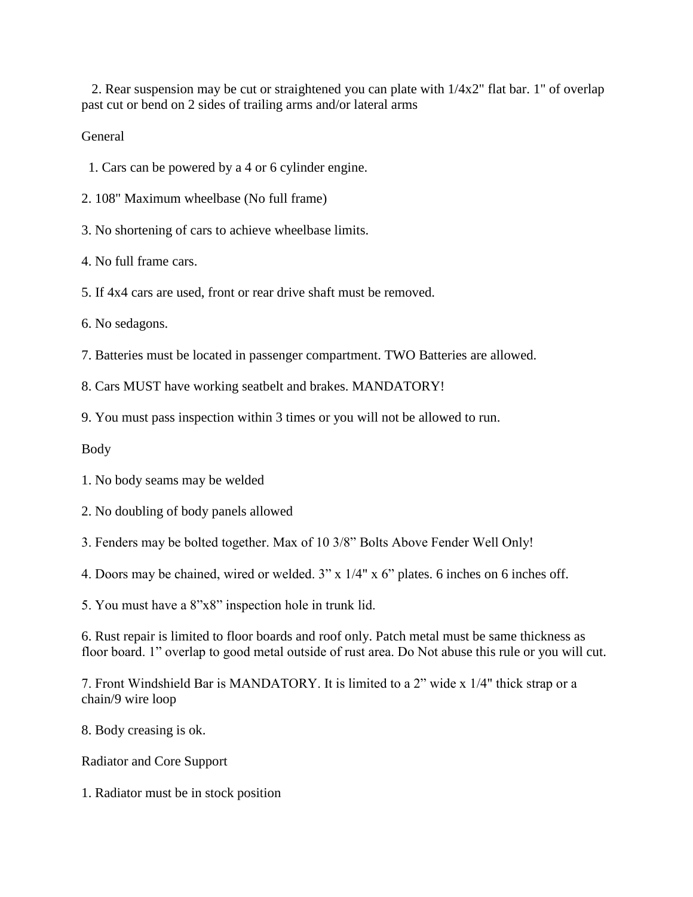2. Rear suspension may be cut or straightened you can plate with 1/4x2" flat bar. 1" of overlap past cut or bend on 2 sides of trailing arms and/or lateral arms

## General

1. Cars can be powered by a 4 or 6 cylinder engine.

2. 108" Maximum wheelbase (No full frame)

3. No shortening of cars to achieve wheelbase limits.

4. No full frame cars.

5. If 4x4 cars are used, front or rear drive shaft must be removed.

6. No sedagons.

7. Batteries must be located in passenger compartment. TWO Batteries are allowed.

8. Cars MUST have working seatbelt and brakes. MANDATORY!

9. You must pass inspection within 3 times or you will not be allowed to run.

## Body

1. No body seams may be welded

2. No doubling of body panels allowed

3. Fenders may be bolted together. Max of 10 3/8" Bolts Above Fender Well Only!

4. Doors may be chained, wired or welded. 3" x 1/4" x 6" plates. 6 inches on 6 inches off.

5. You must have a 8"x8" inspection hole in trunk lid.

6. Rust repair is limited to floor boards and roof only. Patch metal must be same thickness as floor board. 1" overlap to good metal outside of rust area. Do Not abuse this rule or you will cut.

7. Front Windshield Bar is MANDATORY. It is limited to a 2" wide x 1/4" thick strap or a chain/9 wire loop

8. Body creasing is ok.

## Radiator and Core Support

1. Radiator must be in stock position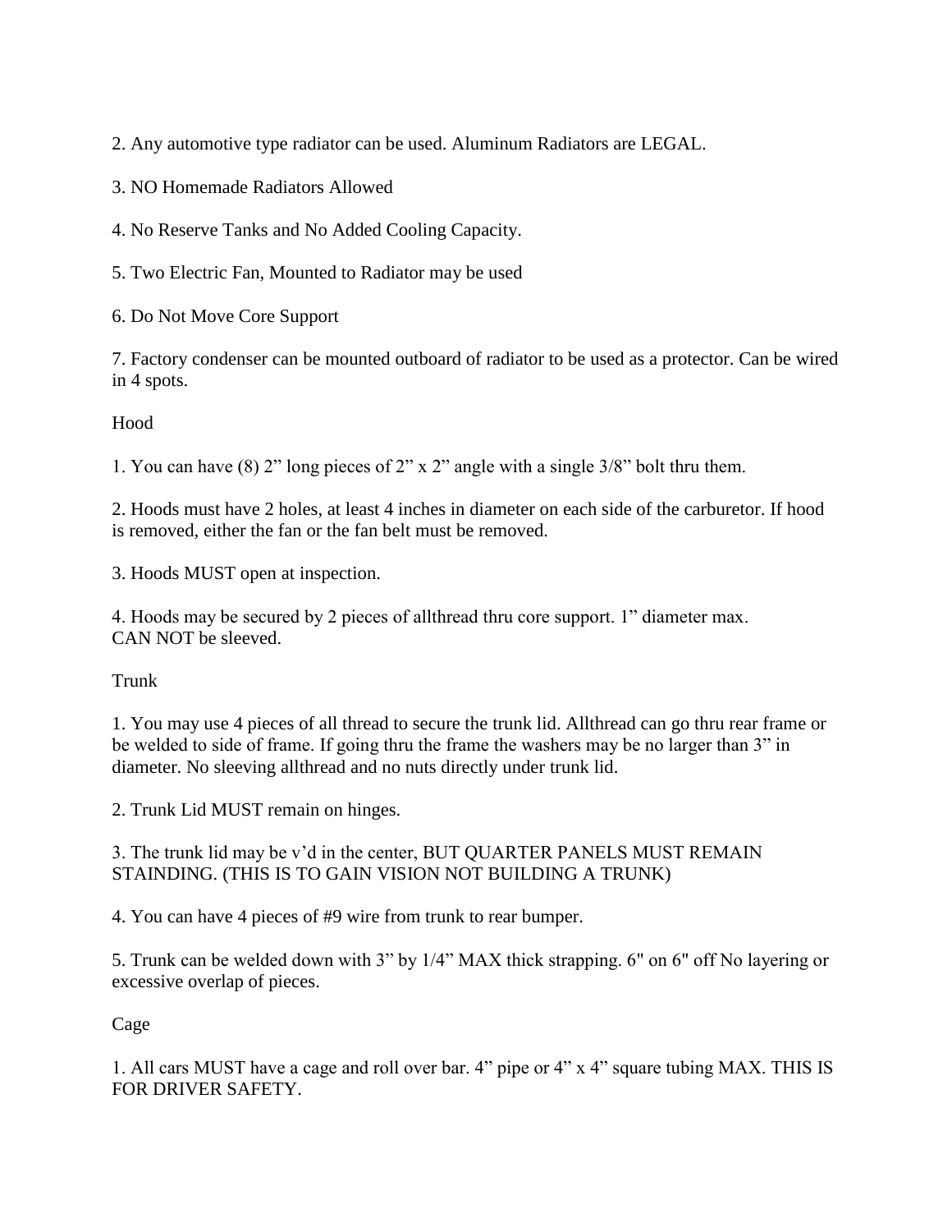2. Any automotive type radiator can be used. Aluminum Radiators are LEGAL.

3. NO Homemade Radiators Allowed

4. No Reserve Tanks and No Added Cooling Capacity.

5. Two Electric Fan, Mounted to Radiator may be used

6. Do Not Move Core Support

7. Factory condenser can be mounted outboard of radiator to be used as a protector. Can be wired in 4 spots.

## Hood

1. You can have (8) 2" long pieces of 2" x 2" angle with a single 3/8" bolt thru them.

2. Hoods must have 2 holes, at least 4 inches in diameter on each side of the carburetor. If hood is removed, either the fan or the fan belt must be removed.

3. Hoods MUST open at inspection.

4. Hoods may be secured by 2 pieces of allthread thru core support. 1" diameter max.
CAN NOT be sleeved.

## Trunk

1. You may use 4 pieces of all thread to secure the trunk lid. Allthread can go thru rear frame or be welded to side of frame. If going thru the frame the washers may be no larger than 3" in diameter. No sleeving allthread and no nuts directly under trunk lid.

2. Trunk Lid MUST remain on hinges.

3. The trunk lid may be v'd in the center, BUT QUARTER PANELS MUST REMAIN STAINDING. (THIS IS TO GAIN VISION NOT BUILDING A TRUNK)

4. You can have 4 pieces of #9 wire from trunk to rear bumper.

5. Trunk can be welded down with 3" by 1/4" MAX thick strapping. 6" on 6" off No layering or excessive overlap of pieces.

## Cage

1. All cars MUST have a cage and roll over bar. 4" pipe or 4" x 4" square tubing MAX. THIS IS FOR DRIVER SAFETY.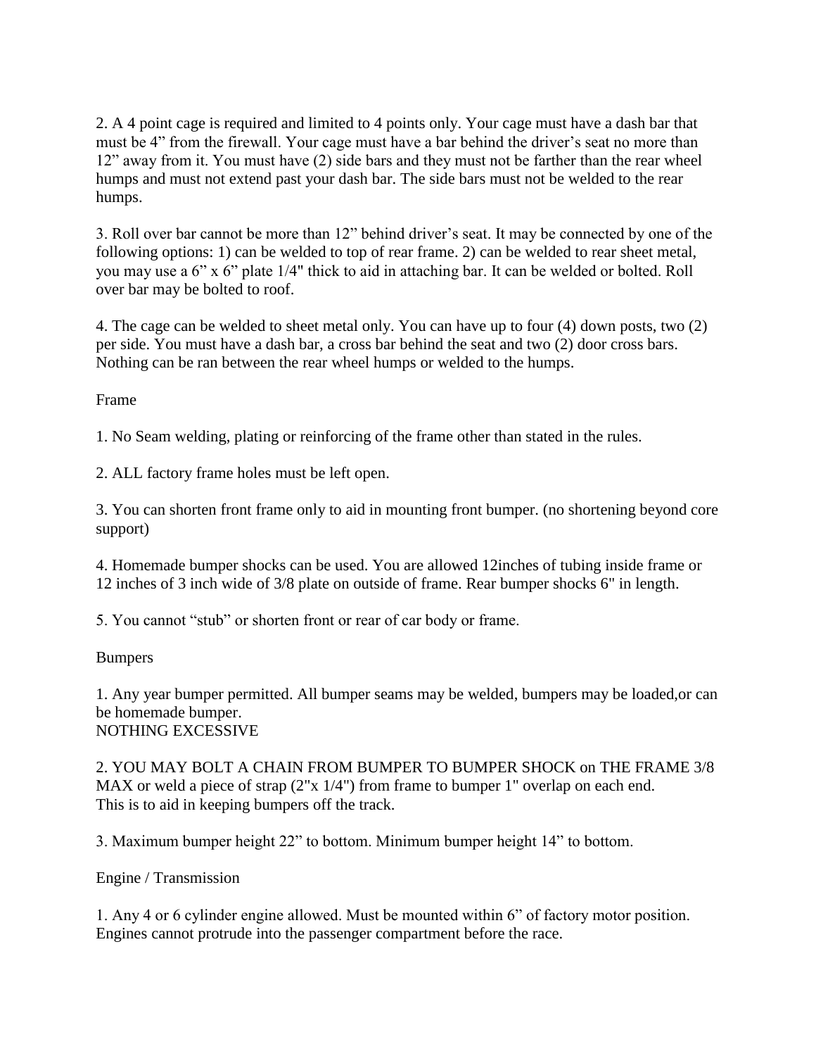2. A 4 point cage is required and limited to 4 points only. Your cage must have a dash bar that must be 4” from the firewall. Your cage must have a bar behind the driver’s seat no more than 12” away from it. You must have (2) side bars and they must not be farther than the rear wheel humps and must not extend past your dash bar. The side bars must not be welded to the rear humps.

3. Roll over bar cannot be more than 12” behind driver’s seat. It may be connected by one of the following options: 1) can be welded to top of rear frame. 2) can be welded to rear sheet metal, you may use a 6” x 6” plate 1/4" thick to aid in attaching bar. It can be welded or bolted. Roll over bar may be bolted to roof.

4. The cage can be welded to sheet metal only. You can have up to four (4) down posts, two (2) per side. You must have a dash bar, a cross bar behind the seat and two (2) door cross bars. Nothing can be ran between the rear wheel humps or welded to the humps.

## Frame

1. No Seam welding, plating or reinforcing of the frame other than stated in the rules.

2. ALL factory frame holes must be left open.

3. You can shorten front frame only to aid in mounting front bumper. (no shortening beyond core support)

4. Homemade bumper shocks can be used. You are allowed 12inches of tubing inside frame or 12 inches of 3 inch wide of 3/8 plate on outside of frame. Rear bumper shocks 6" in length.

5. You cannot “stub” or shorten front or rear of car body or frame.

## Bumpers

1. Any year bumper permitted. All bumper seams may be welded, bumpers may be loaded,or can be homemade bumper.
NOTHING EXCESSIVE

2. YOU MAY BOLT A CHAIN FROM BUMPER TO BUMPER SHOCK on THE FRAME 3/8 MAX or weld a piece of strap (2"x 1/4") from frame to bumper 1" overlap on each end.
This is to aid in keeping bumpers off the track.

3. Maximum bumper height 22” to bottom. Minimum bumper height 14” to bottom.

## Engine / Transmission

1. Any 4 or 6 cylinder engine allowed. Must be mounted within 6” of factory motor position. Engines cannot protrude into the passenger compartment before the race.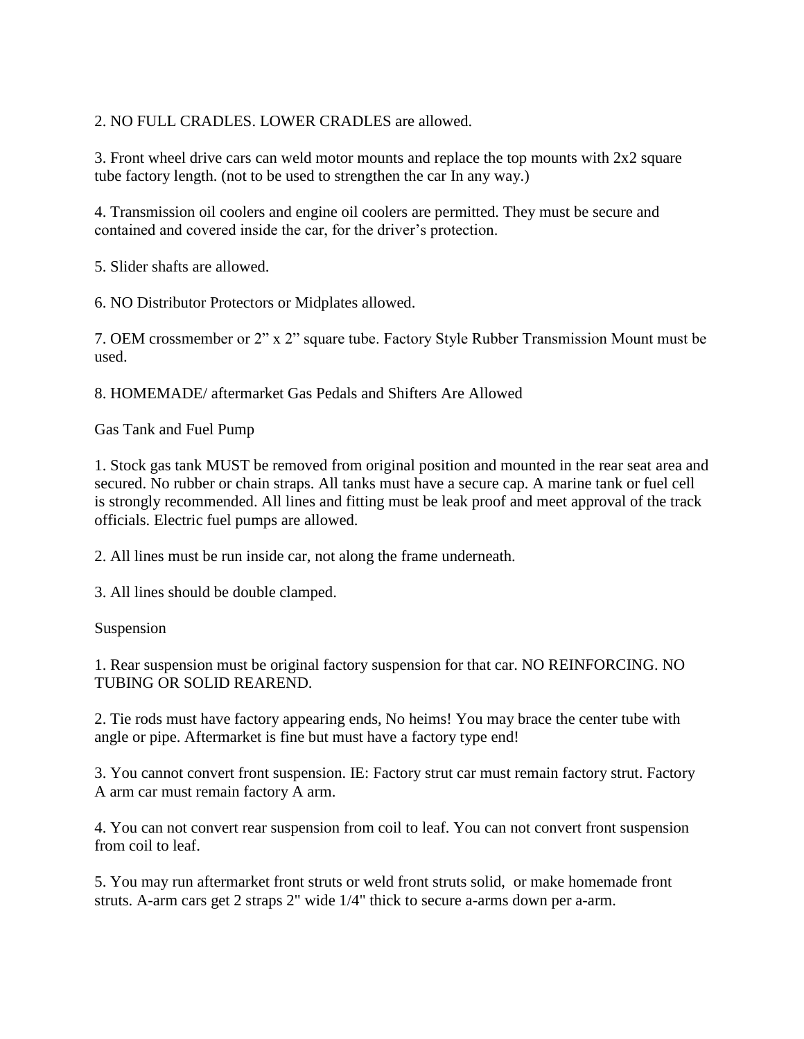2. NO FULL CRADLES. LOWER CRADLES are allowed.

3. Front wheel drive cars can weld motor mounts and replace the top mounts with 2x2 square tube factory length. (not to be used to strengthen the car In any way.)

4. Transmission oil coolers and engine oil coolers are permitted. They must be secure and contained and covered inside the car, for the driver's protection.

5. Slider shafts are allowed.

6. NO Distributor Protectors or Midplates allowed.

7. OEM crossmember or 2" x 2" square tube. Factory Style Rubber Transmission Mount must be used.

8. HOMEMADE/ aftermarket Gas Pedals and Shifters Are Allowed

Gas Tank and Fuel Pump

1. Stock gas tank MUST be removed from original position and mounted in the rear seat area and secured. No rubber or chain straps. All tanks must have a secure cap. A marine tank or fuel cell is strongly recommended. All lines and fitting must be leak proof and meet approval of the track officials. Electric fuel pumps are allowed.

2. All lines must be run inside car, not along the frame underneath.

3. All lines should be double clamped.

Suspension

1. Rear suspension must be original factory suspension for that car. NO REINFORCING. NO TUBING OR SOLID REAREND.

2. Tie rods must have factory appearing ends, No heims! You may brace the center tube with angle or pipe. Aftermarket is fine but must have a factory type end!

3. You cannot convert front suspension. IE: Factory strut car must remain factory strut. Factory A arm car must remain factory A arm.

4. You can not convert rear suspension from coil to leaf. You can not convert front suspension from coil to leaf.

5. You may run aftermarket front struts or weld front struts solid, or make homemade front struts. A-arm cars get 2 straps 2" wide 1/4" thick to secure a-arms down per a-arm.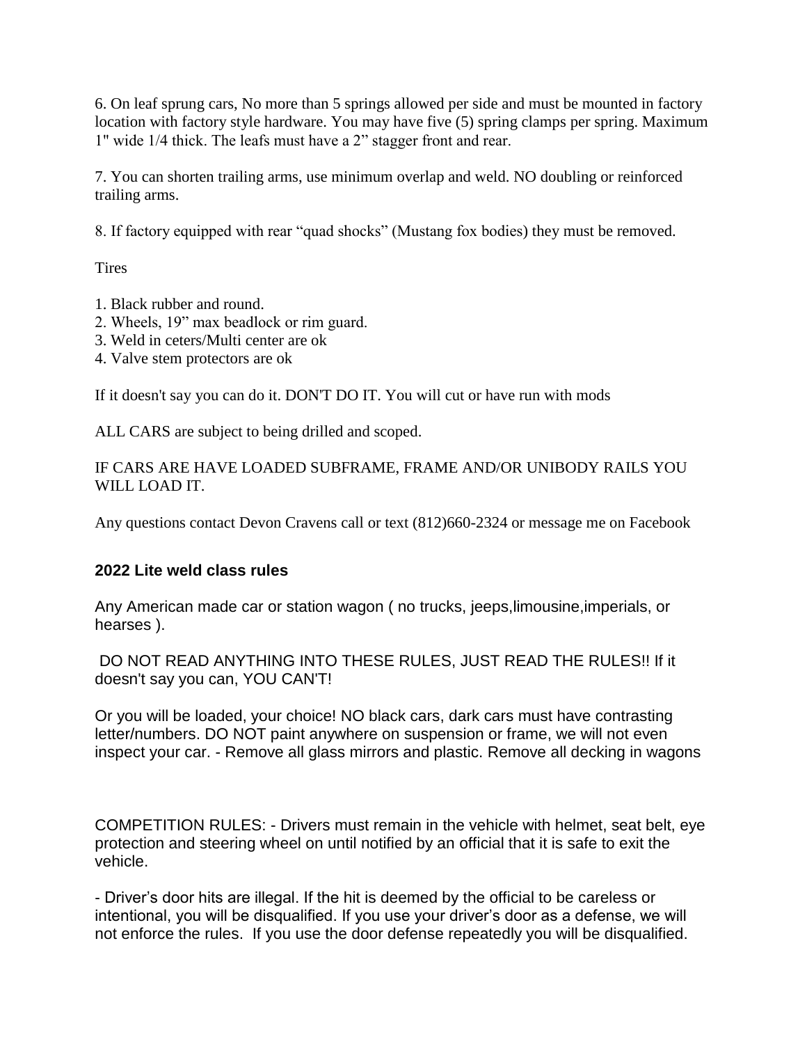6. On leaf sprung cars, No more than 5 springs allowed per side and must be mounted in factory location with factory style hardware. You may have five (5) spring clamps per spring. Maximum 1" wide 1/4 thick. The leafs must have a 2" stagger front and rear.

7. You can shorten trailing arms, use minimum overlap and weld. NO doubling or reinforced trailing arms.

8. If factory equipped with rear "quad shocks" (Mustang fox bodies) they must be removed.

Tires

1. Black rubber and round.
2. Wheels, 19" max beadlock or rim guard.
3. Weld in ceters/Multi center are ok
4. Valve stem protectors are ok

If it doesn't say you can do it. DON'T DO IT. You will cut or have run with mods

ALL CARS are subject to being drilled and scoped.

IF CARS ARE HAVE LOADED SUBFRAME, FRAME AND/OR UNIBODY RAILS YOU WILL LOAD IT.

Any questions contact Devon Cravens call or text (812)660-2324 or message me on Facebook

### 2022 Lite weld class rules

Any American made car or station wagon ( no trucks, jeeps,limousine,imperials, or hearses ).

DO NOT READ ANYTHING INTO THESE RULES, JUST READ THE RULES!! If it doesn't say you can, YOU CAN'T!

Or you will be loaded, your choice! NO black cars, dark cars must have contrasting letter/numbers. DO NOT paint anywhere on suspension or frame, we will not even inspect your car. - Remove all glass mirrors and plastic. Remove all decking in wagons

COMPETITION RULES: - Drivers must remain in the vehicle with helmet, seat belt, eye protection and steering wheel on until notified by an official that it is safe to exit the vehicle.

- Driver's door hits are illegal. If the hit is deemed by the official to be careless or intentional, you will be disqualified. If you use your driver's door as a defense, we will not enforce the rules. If you use the door defense repeatedly you will be disqualified.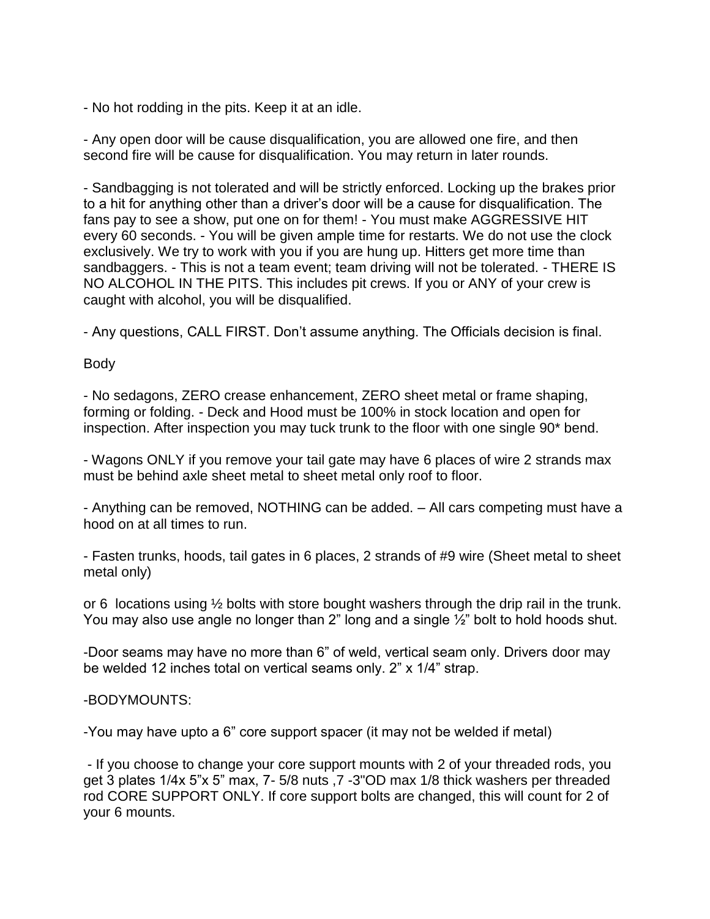- No hot rodding in the pits. Keep it at an idle.

- Any open door will be cause disqualification, you are allowed one fire, and then second fire will be cause for disqualification. You may return in later rounds.

- Sandbagging is not tolerated and will be strictly enforced. Locking up the brakes prior to a hit for anything other than a driver's door will be a cause for disqualification. The fans pay to see a show, put one on for them! - You must make AGGRESSIVE HIT every 60 seconds. - You will be given ample time for restarts. We do not use the clock exclusively. We try to work with you if you are hung up. Hitters get more time than sandbaggers. - This is not a team event; team driving will not be tolerated. - THERE IS NO ALCOHOL IN THE PITS. This includes pit crews. If you or ANY of your crew is caught with alcohol, you will be disqualified.

- Any questions, CALL FIRST. Don't assume anything. The Officials decision is final.

Body

- No sedagons, ZERO crease enhancement, ZERO sheet metal or frame shaping, forming or folding. - Deck and Hood must be 100% in stock location and open for inspection. After inspection you may tuck trunk to the floor with one single 90* bend.

- Wagons ONLY if you remove your tail gate may have 6 places of wire 2 strands max must be behind axle sheet metal to sheet metal only roof to floor.

- Anything can be removed, NOTHING can be added. – All cars competing must have a hood on at all times to run.

- Fasten trunks, hoods, tail gates in 6 places, 2 strands of #9 wire (Sheet metal to sheet metal only)

or 6 locations using ½ bolts with store bought washers through the drip rail in the trunk. You may also use angle no longer than 2" long and a single ½" bolt to hold hoods shut.

-Door seams may have no more than 6" of weld, vertical seam only. Drivers door may be welded 12 inches total on vertical seams only. 2" x 1/4" strap.

-BODYMOUNTS:

-You may have upto a 6" core support spacer (it may not be welded if metal)

- If you choose to change your core support mounts with 2 of your threaded rods, you get 3 plates 1/4x 5"x 5" max, 7- 5/8 nuts ,7 -3"OD max 1/8 thick washers per threaded rod CORE SUPPORT ONLY. If core support bolts are changed, this will count for 2 of your 6 mounts.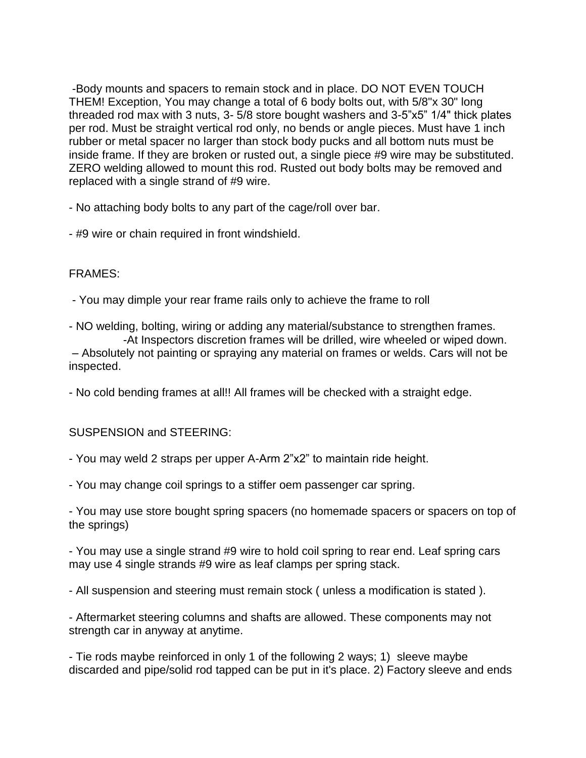-Body mounts and spacers to remain stock and in place. DO NOT EVEN TOUCH THEM! Exception, You may change a total of 6 body bolts out, with 5/8"x 30" long threaded rod max with 3 nuts, 3- 5/8 store bought washers and 3-5"x5" 1/4" thick plates per rod. Must be straight vertical rod only, no bends or angle pieces. Must have 1 inch rubber or metal spacer no larger than stock body pucks and all bottom nuts must be inside frame. If they are broken or rusted out, a single piece #9 wire may be substituted. ZERO welding allowed to mount this rod. Rusted out body bolts may be removed and replaced with a single strand of #9 wire.

- No attaching body bolts to any part of the cage/roll over bar.

- #9 wire or chain required in front windshield.

FRAMES:

- You may dimple your rear frame rails only to achieve the frame to roll

- NO welding, bolting, wiring or adding any material/substance to strengthen frames.
  -At Inspectors discretion frames will be drilled, wire wheeled or wiped down.
– Absolutely not painting or spraying any material on frames or welds. Cars will not be inspected.

- No cold bending frames at all!! All frames will be checked with a straight edge.

SUSPENSION and STEERING:

- You may weld 2 straps per upper A-Arm 2"x2" to maintain ride height.

- You may change coil springs to a stiffer oem passenger car spring.

- You may use store bought spring spacers (no homemade spacers or spacers on top of the springs)

- You may use a single strand #9 wire to hold coil spring to rear end. Leaf spring cars may use 4 single strands #9 wire as leaf clamps per spring stack.

- All suspension and steering must remain stock ( unless a modification is stated ).

- Aftermarket steering columns and shafts are allowed. These components may not strength car in anyway at anytime.

- Tie rods maybe reinforced in only 1 of the following 2 ways; 1) sleeve maybe discarded and pipe/solid rod tapped can be put in it's place. 2) Factory sleeve and ends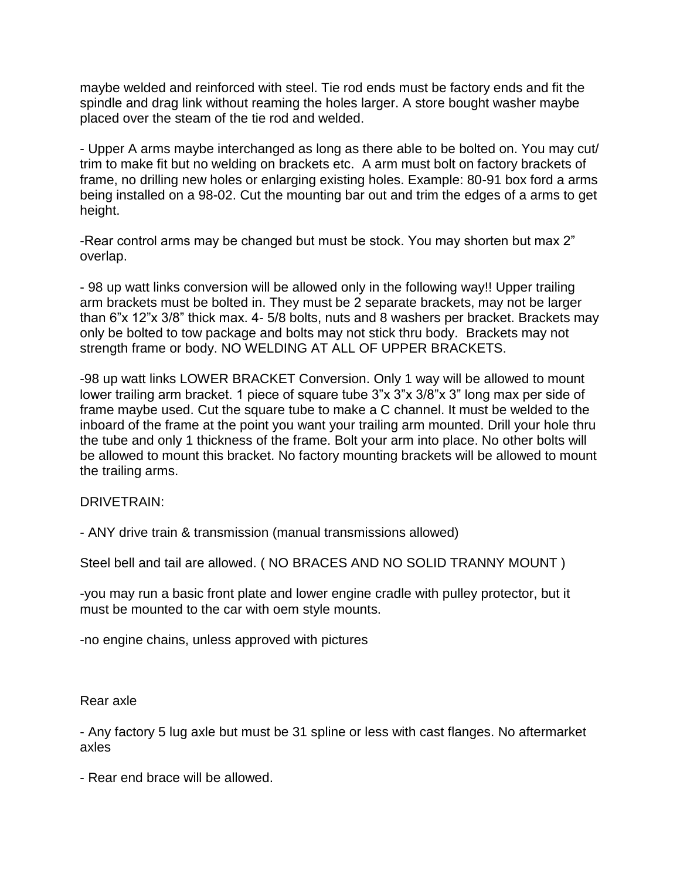maybe welded and reinforced with steel. Tie rod ends must be factory ends and fit the spindle and drag link without reaming the holes larger. A store bought washer maybe placed over the steam of the tie rod and welded.

- Upper A arms maybe interchanged as long as there able to be bolted on. You may cut/ trim to make fit but no welding on brackets etc. A arm must bolt on factory brackets of frame, no drilling new holes or enlarging existing holes. Example: 80-91 box ford a arms being installed on a 98-02. Cut the mounting bar out and trim the edges of a arms to get height.

-Rear control arms may be changed but must be stock. You may shorten but max 2" overlap.

- 98 up watt links conversion will be allowed only in the following way!! Upper trailing arm brackets must be bolted in. They must be 2 separate brackets, may not be larger than 6"x 12"x 3/8" thick max. 4- 5/8 bolts, nuts and 8 washers per bracket. Brackets may only be bolted to tow package and bolts may not stick thru body. Brackets may not strength frame or body. NO WELDING AT ALL OF UPPER BRACKETS.

-98 up watt links LOWER BRACKET Conversion. Only 1 way will be allowed to mount lower trailing arm bracket. 1 piece of square tube 3"x 3"x 3/8"x 3" long max per side of frame maybe used. Cut the square tube to make a C channel. It must be welded to the inboard of the frame at the point you want your trailing arm mounted. Drill your hole thru the tube and only 1 thickness of the frame. Bolt your arm into place. No other bolts will be allowed to mount this bracket. No factory mounting brackets will be allowed to mount the trailing arms.

DRIVETRAIN:

- ANY drive train & transmission (manual transmissions allowed)

Steel bell and tail are allowed. ( NO BRACES AND NO SOLID TRANNY MOUNT )

-you may run a basic front plate and lower engine cradle with pulley protector, but it must be mounted to the car with oem style mounts.

-no engine chains, unless approved with pictures

Rear axle

- Any factory 5 lug axle but must be 31 spline or less with cast flanges. No aftermarket axles

- Rear end brace will be allowed.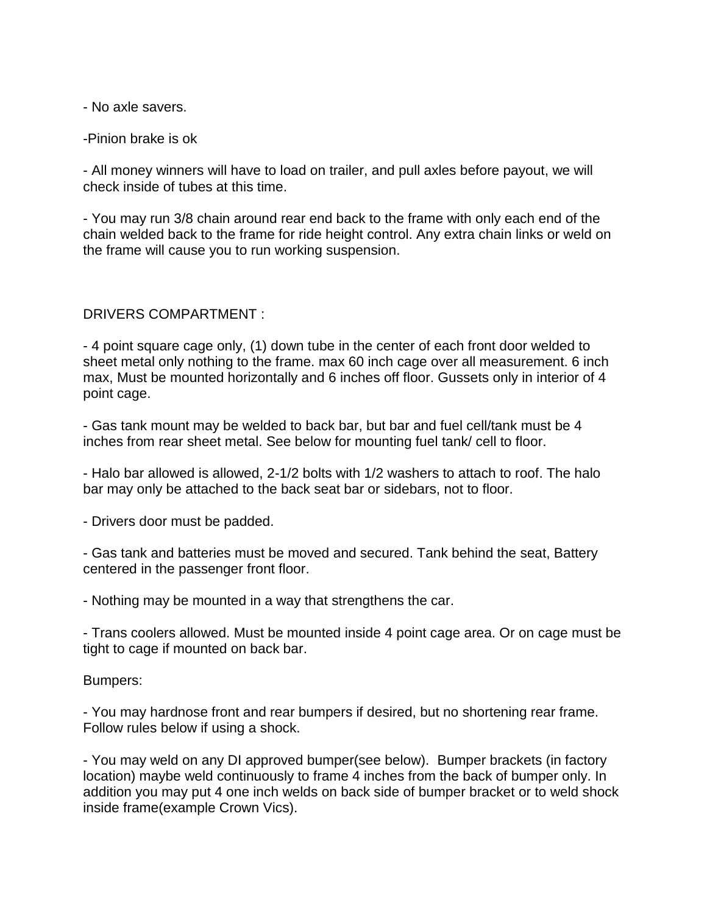- No axle savers.

-Pinion brake is ok

- All money winners will have to load on trailer, and pull axles before payout, we will check inside of tubes at this time.

- You may run 3/8 chain around rear end back to the frame with only each end of the chain welded back to the frame for ride height control. Any extra chain links or weld on the frame will cause you to run working suspension.

DRIVERS COMPARTMENT :

- 4 point square cage only, (1) down tube in the center of each front door welded to sheet metal only nothing to the frame. max 60 inch cage over all measurement. 6 inch max, Must be mounted horizontally and 6 inches off floor. Gussets only in interior of 4 point cage.

- Gas tank mount may be welded to back bar, but bar and fuel cell/tank must be 4 inches from rear sheet metal. See below for mounting fuel tank/ cell to floor.

- Halo bar allowed is allowed, 2-1/2 bolts with 1/2 washers to attach to roof. The halo bar may only be attached to the back seat bar or sidebars, not to floor.

- Drivers door must be padded.

- Gas tank and batteries must be moved and secured. Tank behind the seat, Battery centered in the passenger front floor.

- Nothing may be mounted in a way that strengthens the car.

- Trans coolers allowed. Must be mounted inside 4 point cage area. Or on cage must be tight to cage if mounted on back bar.

Bumpers:

- You may hardnose front and rear bumpers if desired, but no shortening rear frame. Follow rules below if using a shock.

- You may weld on any DI approved bumper(see below). Bumper brackets (in factory location) maybe weld continuously to frame 4 inches from the back of bumper only. In addition you may put 4 one inch welds on back side of bumper bracket or to weld shock inside frame(example Crown Vics).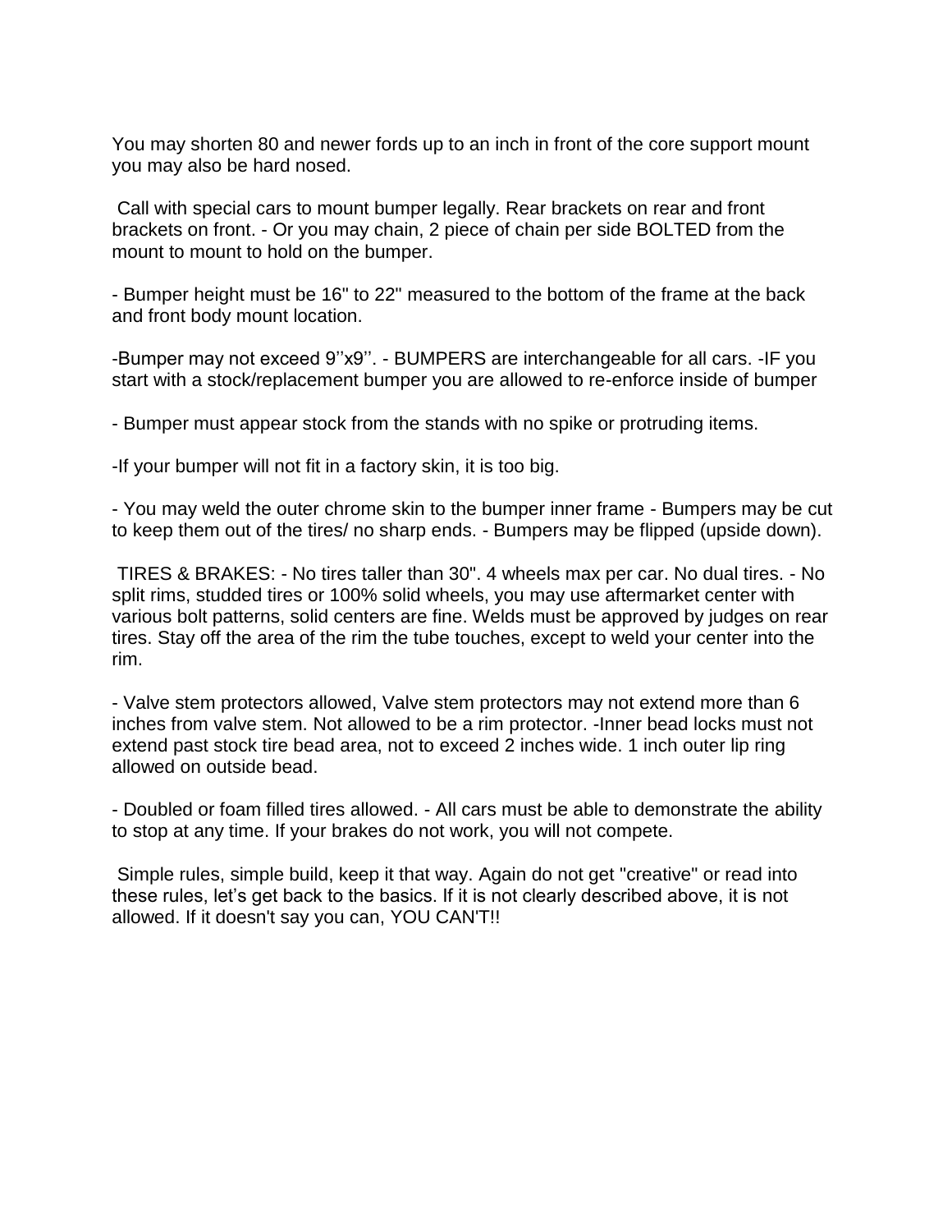You may shorten 80 and newer fords up to an inch in front of the core support mount you may also be hard nosed.

Call with special cars to mount bumper legally. Rear brackets on rear and front brackets on front. - Or you may chain, 2 piece of chain per side BOLTED from the mount to mount to hold on the bumper.

- Bumper height must be 16" to 22" measured to the bottom of the frame at the back and front body mount location.

-Bumper may not exceed 9''x9''. - BUMPERS are interchangeable for all cars. -IF you start with a stock/replacement bumper you are allowed to re-enforce inside of bumper

- Bumper must appear stock from the stands with no spike or protruding items.

-If your bumper will not fit in a factory skin, it is too big.

- You may weld the outer chrome skin to the bumper inner frame - Bumpers may be cut to keep them out of the tires/ no sharp ends. - Bumpers may be flipped (upside down).

TIRES & BRAKES: - No tires taller than 30". 4 wheels max per car. No dual tires. - No split rims, studded tires or 100% solid wheels, you may use aftermarket center with various bolt patterns, solid centers are fine. Welds must be approved by judges on rear tires. Stay off the area of the rim the tube touches, except to weld your center into the rim.

- Valve stem protectors allowed, Valve stem protectors may not extend more than 6 inches from valve stem. Not allowed to be a rim protector. -Inner bead locks must not extend past stock tire bead area, not to exceed 2 inches wide. 1 inch outer lip ring allowed on outside bead.

- Doubled or foam filled tires allowed. - All cars must be able to demonstrate the ability to stop at any time. If your brakes do not work, you will not compete.

Simple rules, simple build, keep it that way. Again do not get "creative" or read into these rules, let's get back to the basics. If it is not clearly described above, it is not allowed. If it doesn't say you can, YOU CAN'T!!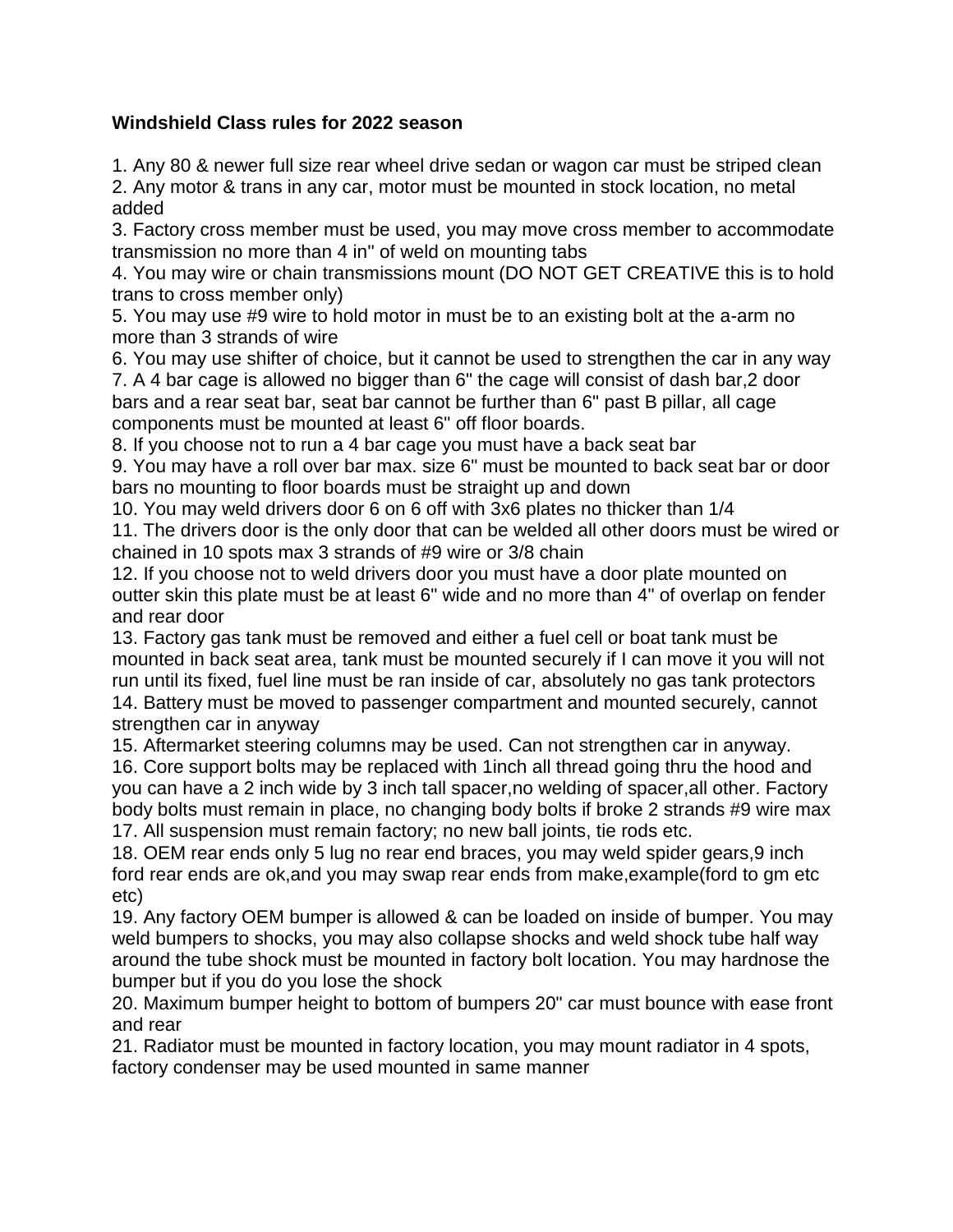**Windshield Class rules for 2022 season**

1. Any 80 & newer full size rear wheel drive sedan or wagon car must be striped clean
2. Any motor & trans in any car, motor must be mounted in stock location, no metal added
3. Factory cross member must be used, you may move cross member to accommodate transmission no more than 4 in" of weld on mounting tabs
4. You may wire or chain transmissions mount (DO NOT GET CREATIVE this is to hold trans to cross member only)
5. You may use #9 wire to hold motor in must be to an existing bolt at the a-arm no more than 3 strands of wire
6. You may use shifter of choice, but it cannot be used to strengthen the car in any way
7. A 4 bar cage is allowed no bigger than 6" the cage will consist of dash bar,2 door bars and a rear seat bar, seat bar cannot be further than 6" past B pillar, all cage components must be mounted at least 6" off floor boards.
8. If you choose not to run a 4 bar cage you must have a back seat bar
9. You may have a roll over bar max. size 6" must be mounted to back seat bar or door bars no mounting to floor boards must be straight up and down
10. You may weld drivers door 6 on 6 off with 3x6 plates no thicker than 1/4
11. The drivers door is the only door that can be welded all other doors must be wired or chained in 10 spots max 3 strands of #9 wire or 3/8 chain
12. If you choose not to weld drivers door you must have a door plate mounted on outter skin this plate must be at least 6" wide and no more than 4" of overlap on fender and rear door
13. Factory gas tank must be removed and either a fuel cell or boat tank must be mounted in back seat area, tank must be mounted securely if I can move it you will not run until its fixed, fuel line must be ran inside of car, absolutely no gas tank protectors
14. Battery must be moved to passenger compartment and mounted securely, cannot strengthen car in anyway
15. Aftermarket steering columns may be used. Can not strengthen car in anyway.
16. Core support bolts may be replaced with 1inch all thread going thru the hood and you can have a 2 inch wide by 3 inch tall spacer,no welding of spacer,all other. Factory body bolts must remain in place, no changing body bolts if broke 2 strands #9 wire max
17. All suspension must remain factory; no new ball joints, tie rods etc.
18. OEM rear ends only 5 lug no rear end braces, you may weld spider gears,9 inch ford rear ends are ok,and you may swap rear ends from make,example(ford to gm etc etc)
19. Any factory OEM bumper is allowed & can be loaded on inside of bumper. You may weld bumpers to shocks, you may also collapse shocks and weld shock tube half way around the tube shock must be mounted in factory bolt location. You may hardnose the bumper but if you do you lose the shock
20. Maximum bumper height to bottom of bumpers 20" car must bounce with ease front and rear
21. Radiator must be mounted in factory location, you may mount radiator in 4 spots, factory condenser may be used mounted in same manner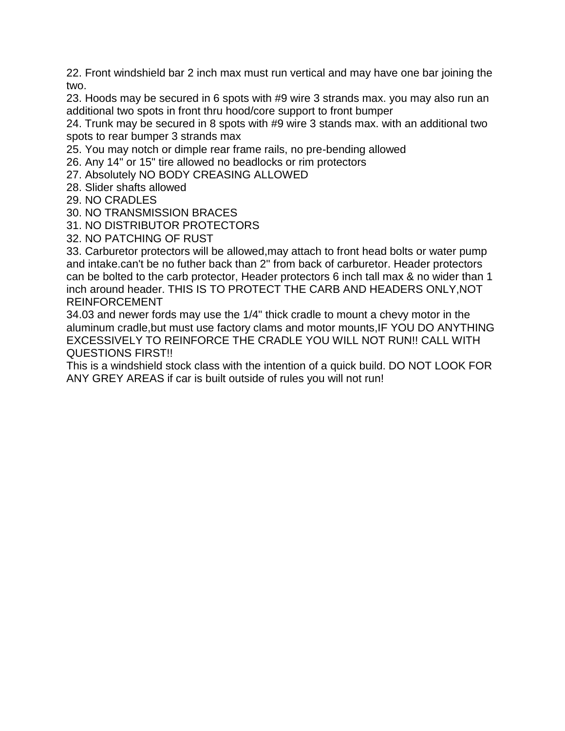22. Front windshield bar 2 inch max must run vertical and may have one bar joining the two.
23. Hoods may be secured in 6 spots with #9 wire 3 strands max. you may also run an additional two spots in front thru hood/core support to front bumper
24. Trunk may be secured in 8 spots with #9 wire 3 stands max. with an additional two spots to rear bumper 3 strands max
25. You may notch or dimple rear frame rails, no pre-bending allowed
26. Any 14" or 15" tire allowed no beadlocks or rim protectors
27. Absolutely NO BODY CREASING ALLOWED
28. Slider shafts allowed
29. NO CRADLES
30. NO TRANSMISSION BRACES
31. NO DISTRIBUTOR PROTECTORS
32. NO PATCHING OF RUST
33. Carburetor protectors will be allowed,may attach to front head bolts or water pump and intake.can't be no futher back than 2" from back of carburetor. Header protectors can be bolted to the carb protector, Header protectors 6 inch tall max & no wider than 1 inch around header. THIS IS TO PROTECT THE CARB AND HEADERS ONLY,NOT REINFORCEMENT
34.03 and newer fords may use the 1/4" thick cradle to mount a chevy motor in the aluminum cradle,but must use factory clams and motor mounts,IF YOU DO ANYTHING EXCESSIVELY TO REINFORCE THE CRADLE YOU WILL NOT RUN!! CALL WITH QUESTIONS FIRST!!

This is a windshield stock class with the intention of a quick build. DO NOT LOOK FOR ANY GREY AREAS if car is built outside of rules you will not run!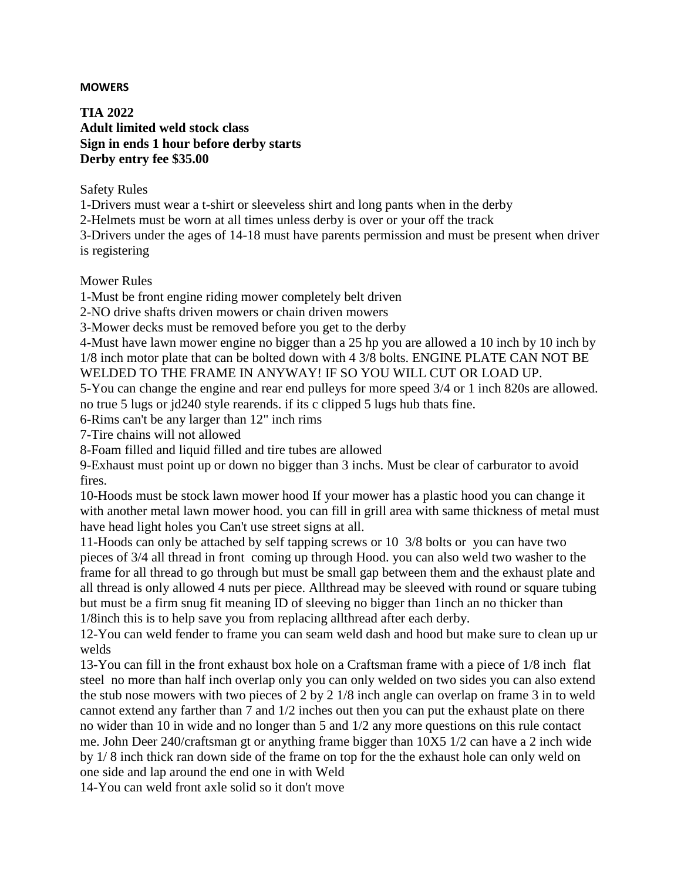**MOWERS**

**TIA 2022**
**Adult limited weld stock class**
**Sign in ends 1 hour before derby starts**
**Derby entry fee $35.00**

Safety Rules
1-Drivers must wear a t-shirt or sleeveless shirt and long pants when in the derby
2-Helmets must be worn at all times unless derby is over or your off the track
3-Drivers under the ages of 14-18 must have parents permission and must be present when driver is registering

Mower Rules
1-Must be front engine riding mower completely belt driven
2-NO drive shafts driven mowers or chain driven mowers
3-Mower decks must be removed before you get to the derby
4-Must have lawn mower engine no bigger than a 25 hp you are allowed a 10 inch by 10 inch by 1/8 inch motor plate that can be bolted down with 4 3/8 bolts. ENGINE PLATE CAN NOT BE WELDED TO THE FRAME IN ANYWAY! IF SO YOU WILL CUT OR LOAD UP.
5-You can change the engine and rear end pulleys for more speed 3/4 or 1 inch 820s are allowed. no true 5 lugs or jd240 style rearends. if its c clipped 5 lugs hub thats fine.
6-Rims can't be any larger than 12" inch rims
7-Tire chains will not allowed
8-Foam filled and liquid filled and tire tubes are allowed
9-Exhaust must point up or down no bigger than 3 inchs. Must be clear of carburator to avoid fires.
10-Hoods must be stock lawn mower hood If your mower has a plastic hood you can change it with another metal lawn mower hood. you can fill in grill area with same thickness of metal must have head light holes you Can't use street signs at all.
11-Hoods can only be attached by self tapping screws or 10 3/8 bolts or you can have two pieces of 3/4 all thread in front coming up through Hood. you can also weld two washer to the frame for all thread to go through but must be small gap between them and the exhaust plate and all thread is only allowed 4 nuts per piece. Allthread may be sleeved with round or square tubing but must be a firm snug fit meaning ID of sleeving no bigger than 1inch an no thicker than 1/8inch this is to help save you from replacing allthread after each derby.
12-You can weld fender to frame you can seam weld dash and hood but make sure to clean up ur welds
13-You can fill in the front exhaust box hole on a Craftsman frame with a piece of 1/8 inch flat steel no more than half inch overlap only you can only welded on two sides you can also extend the stub nose mowers with two pieces of 2 by 2 1/8 inch angle can overlap on frame 3 in to weld cannot extend any farther than 7 and 1/2 inches out then you can put the exhaust plate on there no wider than 10 in wide and no longer than 5 and 1/2 any more questions on this rule contact me. John Deer 240/craftsman gt or anything frame bigger than 10X5 1/2 can have a 2 inch wide by 1/ 8 inch thick ran down side of the frame on top for the the exhaust hole can only weld on one side and lap around the end one in with Weld
14-You can weld front axle solid so it don't move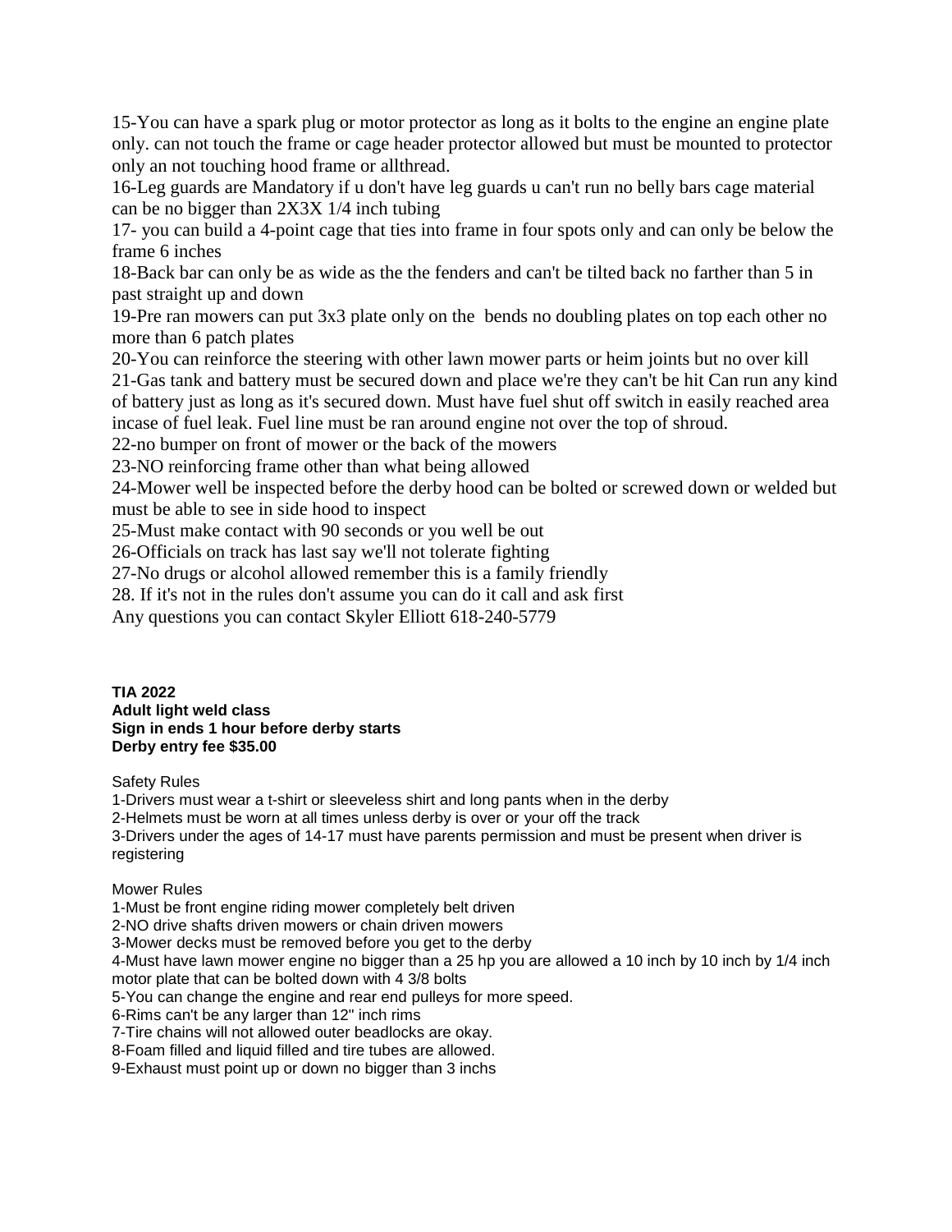15-You can have a spark plug or motor protector as long as it bolts to the engine an engine plate only. can not touch the frame or cage header protector allowed but must be mounted to protector only an not touching hood frame or allthread.

16-Leg guards are Mandatory if u don't have leg guards u can't run no belly bars cage material can be no bigger than 2X3X 1/4 inch tubing

17- you can build a 4-point cage that ties into frame in four spots only and can only be below the frame 6 inches

18-Back bar can only be as wide as the the fenders and can't be tilted back no farther than 5 in past straight up and down

19-Pre ran mowers can put 3x3 plate only on the bends no doubling plates on top each other no more than 6 patch plates

20-You can reinforce the steering with other lawn mower parts or heim joints but no over kill

21-Gas tank and battery must be secured down and place we're they can't be hit Can run any kind of battery just as long as it's secured down. Must have fuel shut off switch in easily reached area incase of fuel leak. Fuel line must be ran around engine not over the top of shroud.

22-no bumper on front of mower or the back of the mowers

23-NO reinforcing frame other than what being allowed

24-Mower well be inspected before the derby hood can be bolted or screwed down or welded but must be able to see in side hood to inspect

25-Must make contact with 90 seconds or you well be out

26-Officials on track has last say we'll not tolerate fighting

27-No drugs or alcohol allowed remember this is a family friendly

28. If it's not in the rules don't assume you can do it call and ask first

Any questions you can contact Skyler Elliott 618-240-5779

**TIA 2022**
**Adult light weld class**
**Sign in ends 1 hour before derby starts**
**Derby entry fee $35.00**

Safety Rules

1-Drivers must wear a t-shirt or sleeveless shirt and long pants when in the derby

2-Helmets must be worn at all times unless derby is over or your off the track

3-Drivers under the ages of 14-17 must have parents permission and must be present when driver is registering

Mower Rules

1-Must be front engine riding mower completely belt driven

2-NO drive shafts driven mowers or chain driven mowers

3-Mower decks must be removed before you get to the derby

4-Must have lawn mower engine no bigger than a 25 hp you are allowed a 10 inch by 10 inch by 1/4 inch motor plate that can be bolted down with 4 3/8 bolts

5-You can change the engine and rear end pulleys for more speed.

6-Rims can't be any larger than 12" inch rims

7-Tire chains will not allowed outer beadlocks are okay.

8-Foam filled and liquid filled and tire tubes are allowed.

9-Exhaust must point up or down no bigger than 3 inchs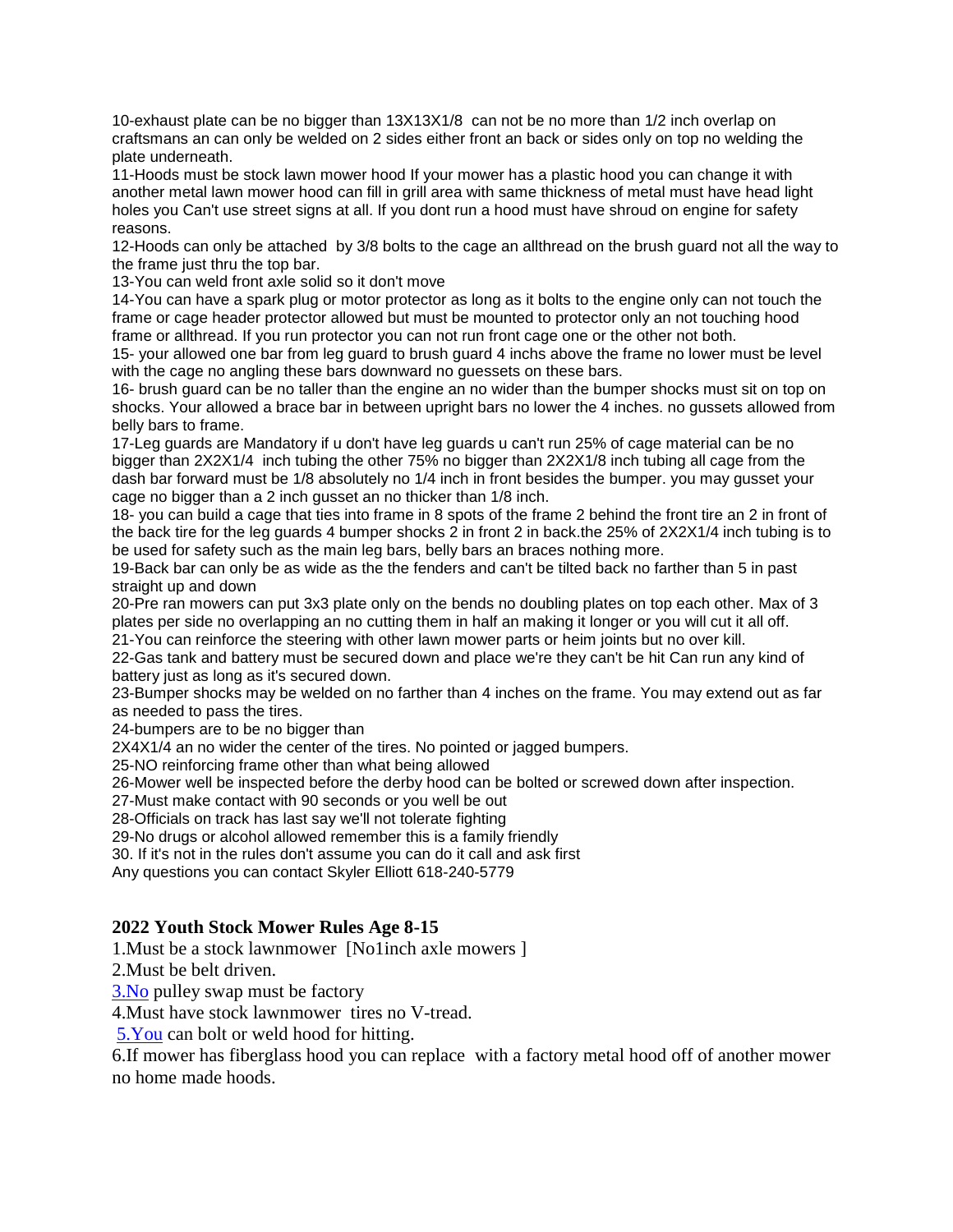10-exhaust plate can be no bigger than 13X13X1/8 can not be no more than 1/2 inch overlap on craftsmans an can only be welded on 2 sides either front an back or sides only on top no welding the plate underneath.

11-Hoods must be stock lawn mower hood If your mower has a plastic hood you can change it with another metal lawn mower hood can fill in grill area with same thickness of metal must have head light holes you Can't use street signs at all. If you dont run a hood must have shroud on engine for safety reasons.

12-Hoods can only be attached by 3/8 bolts to the cage an allthread on the brush guard not all the way to the frame just thru the top bar.

13-You can weld front axle solid so it don't move

14-You can have a spark plug or motor protector as long as it bolts to the engine only can not touch the frame or cage header protector allowed but must be mounted to protector only an not touching hood frame or allthread. If you run protector you can not run front cage one or the other not both.

15- your allowed one bar from leg guard to brush guard 4 inchs above the frame no lower must be level with the cage no angling these bars downward no guessets on these bars.

16- brush guard can be no taller than the engine an no wider than the bumper shocks must sit on top on shocks. Your allowed a brace bar in between upright bars no lower the 4 inches. no gussets allowed from belly bars to frame.

17-Leg guards are Mandatory if u don't have leg guards u can't run 25% of cage material can be no bigger than 2X2X1/4 inch tubing the other 75% no bigger than 2X2X1/8 inch tubing all cage from the dash bar forward must be 1/8 absolutely no 1/4 inch in front besides the bumper. you may gusset your cage no bigger than a 2 inch gusset an no thicker than 1/8 inch.

18- you can build a cage that ties into frame in 8 spots of the frame 2 behind the front tire an 2 in front of the back tire for the leg guards 4 bumper shocks 2 in front 2 in back.the 25% of 2X2X1/4 inch tubing is to be used for safety such as the main leg bars, belly bars an braces nothing more.

19-Back bar can only be as wide as the the fenders and can't be tilted back no farther than 5 in past straight up and down

20-Pre ran mowers can put 3x3 plate only on the bends no doubling plates on top each other. Max of 3 plates per side no overlapping an no cutting them in half an making it longer or you will cut it all off.

21-You can reinforce the steering with other lawn mower parts or heim joints but no over kill.

22-Gas tank and battery must be secured down and place we're they can't be hit Can run any kind of battery just as long as it's secured down.

23-Bumper shocks may be welded on no farther than 4 inches on the frame. You may extend out as far as needed to pass the tires.

24-bumpers are to be no bigger than
2X4X1/4 an no wider the center of the tires. No pointed or jagged bumpers.

25-NO reinforcing frame other than what being allowed

26-Mower well be inspected before the derby hood can be bolted or screwed down after inspection.

27-Must make contact with 90 seconds or you well be out

28-Officials on track has last say we'll not tolerate fighting

29-No drugs or alcohol allowed remember this is a family friendly

30. If it's not in the rules don't assume you can do it call and ask first

Any questions you can contact Skyler Elliott 618-240-5779

## 2022 Youth Stock Mower Rules Age 8-15

1.Must be a stock lawnmower [No1inch axle mowers ]

2.Must be belt driven.

3.No pulley swap must be factory

4.Must have stock lawnmower tires no V-tread.

5.You can bolt or weld hood for hitting.

6.If mower has fiberglass hood you can replace with a factory metal hood off of another mower no home made hoods.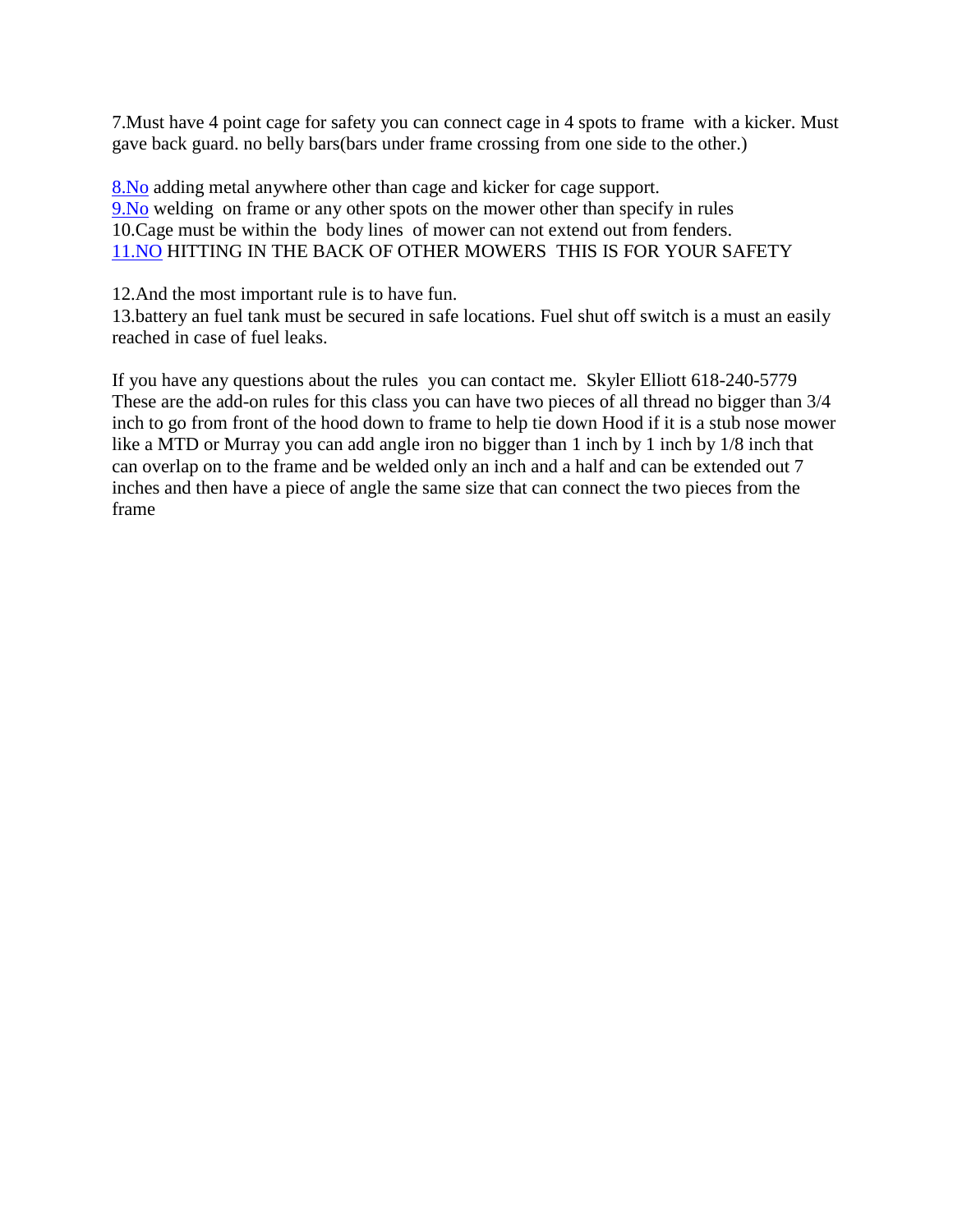7.Must have 4 point cage for safety you can connect cage in 4 spots to frame with a kicker. Must gave back guard. no belly bars(bars under frame crossing from one side to the other.)

8.No adding metal anywhere other than cage and kicker for cage support.
9.No welding on frame or any other spots on the mower other than specify in rules
10.Cage must be within the body lines of mower can not extend out from fenders.
11.NO HITTING IN THE BACK OF OTHER MOWERS THIS IS FOR YOUR SAFETY

12.And the most important rule is to have fun.
13.battery an fuel tank must be secured in safe locations. Fuel shut off switch is a must an easily reached in case of fuel leaks.

If you have any questions about the rules you can contact me. Skyler Elliott 618-240-5779
These are the add-on rules for this class you can have two pieces of all thread no bigger than 3/4 inch to go from front of the hood down to frame to help tie down Hood if it is a stub nose mower like a MTD or Murray you can add angle iron no bigger than 1 inch by 1 inch by 1/8 inch that can overlap on to the frame and be welded only an inch and a half and can be extended out 7 inches and then have a piece of angle the same size that can connect the two pieces from the frame